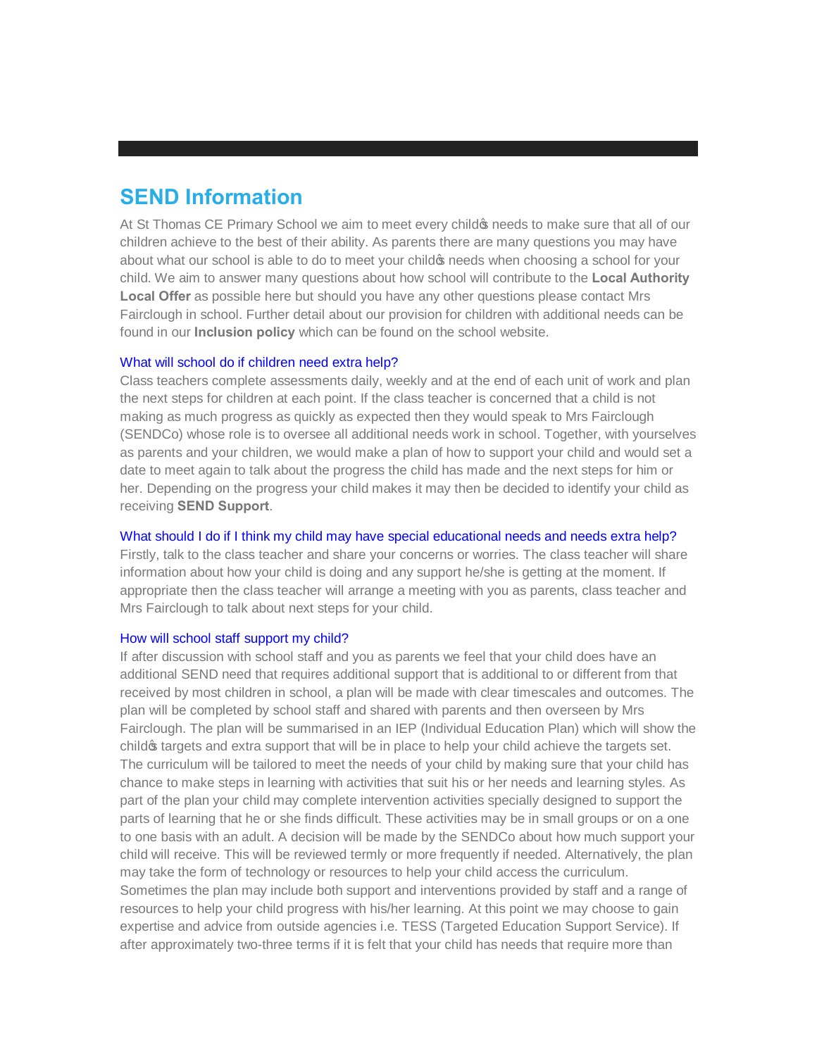# SEND Information

At St Thomas CE Primary School we aim to meet every child�s needs to make sure that all of our children achieve to the best of their ability. As parents there are many questions you may have about what our school is able to do to meet your child�s needs when choosing a school for your child. We aim to answer many questions about how school will contribute to the **Local Authority Local Offer** as possible here but should you have any other questions please contact Mrs Fairclough in school. Further detail about our provision for children with additional needs can be found in our **Inclusion policy** which can be found on the school website.

### What will school do if children need extra help?

Class teachers complete assessments daily, weekly and at the end of each unit of work and plan the next steps for children at each point. If the class teacher is concerned that a child is not making as much progress as quickly as expected then they would speak to Mrs Fairclough (SENDCo) whose role is to oversee all additional needs work in school. Together, with yourselves as parents and your children, we would make a plan of how to support your child and would set a date to meet again to talk about the progress the child has made and the next steps for him or her. Depending on the progress your child makes it may then be decided to identify your child as receiving **SEND Support**.

### What should I do if I think my child may have special educational needs and needs extra help?

Firstly, talk to the class teacher and share your concerns or worries. The class teacher will share information about how your child is doing and any support he/she is getting at the moment. If appropriate then the class teacher will arrange a meeting with you as parents, class teacher and Mrs Fairclough to talk about next steps for your child.

### How will school staff support my child?

If after discussion with school staff and you as parents we feel that your child does have an additional SEND need that requires additional support that is additional to or different from that received by most children in school, a plan will be made with clear timescales and outcomes. The plan will be completed by school staff and shared with parents and then overseen by Mrs Fairclough. The plan will be summarised in an IEP (Individual Education Plan) which will show the child�s targets and extra support that will be in place to help your child achieve the targets set. The curriculum will be tailored to meet the needs of your child by making sure that your child has chance to make steps in learning with activities that suit his or her needs and learning styles. As part of the plan your child may complete intervention activities specially designed to support the parts of learning that he or she finds difficult. These activities may be in small groups or on a one to one basis with an adult. A decision will be made by the SENDCo about how much support your child will receive. This will be reviewed termly or more frequently if needed. Alternatively, the plan may take the form of technology or resources to help your child access the curriculum. Sometimes the plan may include both support and interventions provided by staff and a range of resources to help your child progress with his/her learning. At this point we may choose to gain expertise and advice from outside agencies i.e. TESS (Targeted Education Support Service). If after approximately two-three terms if it is felt that your child has needs that require more than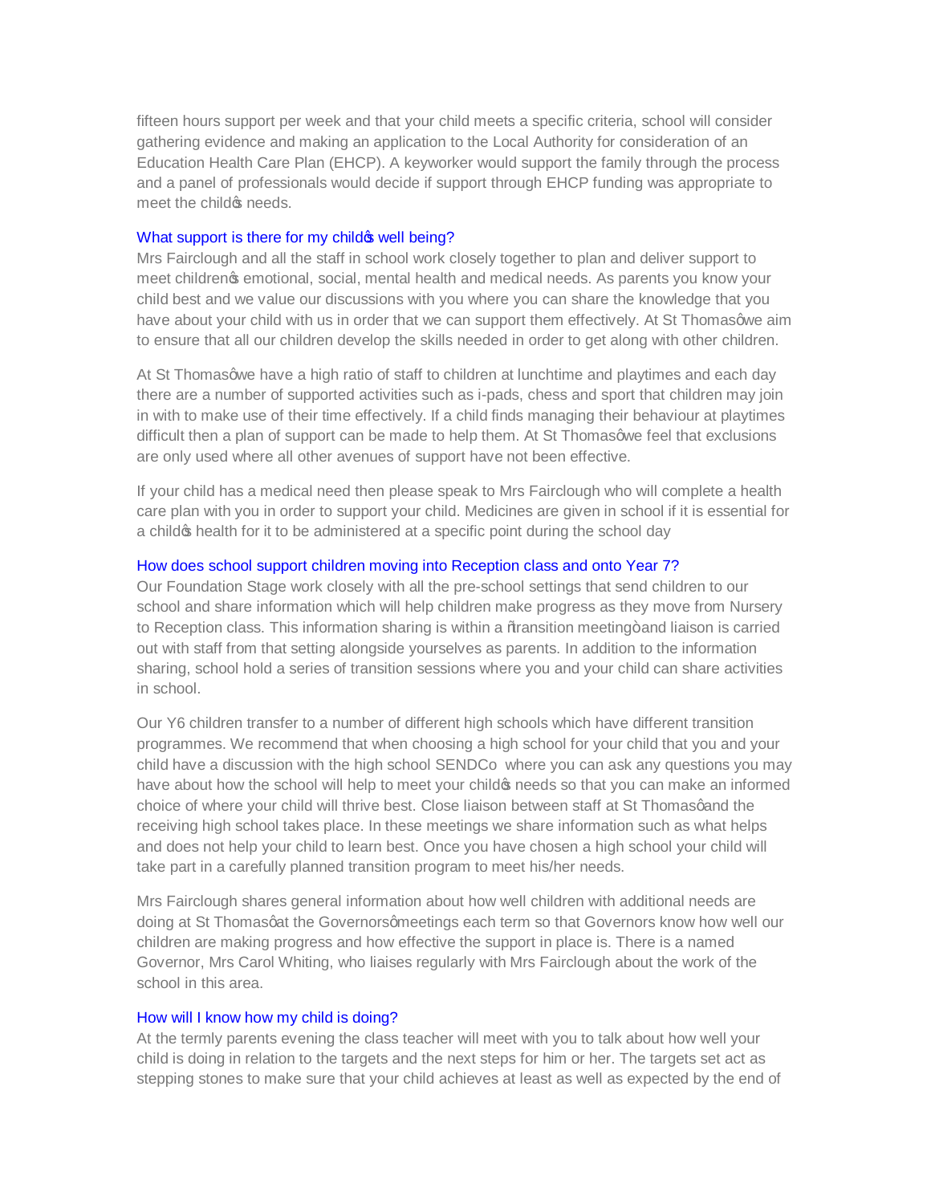fifteen hours support per week and that your child meets a specific criteria, school will consider gathering evidence and making an application to the Local Authority for consideration of an Education Health Care Plan (EHCP). A keyworker would support the family through the process and a panel of professionals would decide if support through EHCP funding was appropriate to meet the child's needs.

### What support is there for my child's well being?

Mrs Fairclough and all the staff in school work closely together to plan and deliver support to meet children's emotional, social, mental health and medical needs. As parents you know your child best and we value our discussions with you where you can share the knowledge that you have about your child with us in order that we can support them effectively. At St Thomas' we aim to ensure that all our children develop the skills needed in order to get along with other children.

At St Thomas' we have a high ratio of staff to children at lunchtime and playtimes and each day there are a number of supported activities such as i-pads, chess and sport that children may join in with to make use of their time effectively. If a child finds managing their behaviour at playtimes difficult then a plan of support can be made to help them. At St Thomas' we feel that exclusions are only used where all other avenues of support have not been effective.

If your child has a medical need then please speak to Mrs Fairclough who will complete a health care plan with you in order to support your child. Medicines are given in school if it is essential for a child's health for it to be administered at a specific point during the school day

### How does school support children moving into Reception class and onto Year 7?

Our Foundation Stage work closely with all the pre-school settings that send children to our school and share information which will help children make progress as they move from Nursery to Reception class. This information sharing is within a "transition meeting" and liaison is carried out with staff from that setting alongside yourselves as parents. In addition to the information sharing, school hold a series of transition sessions where you and your child can share activities in school.

Our Y6 children transfer to a number of different high schools which have different transition programmes. We recommend that when choosing a high school for your child that you and your child have a discussion with the high school SENDCo where you can ask any questions you may have about how the school will help to meet your child's needs so that you can make an informed choice of where your child will thrive best. Close liaison between staff at St Thomas' and the receiving high school takes place. In these meetings we share information such as what helps and does not help your child to learn best. Once you have chosen a high school your child will take part in a carefully planned transition program to meet his/her needs.

Mrs Fairclough shares general information about how well children with additional needs are doing at St Thomas' at the Governors' meetings each term so that Governors know how well our children are making progress and how effective the support in place is. There is a named Governor, Mrs Carol Whiting, who liaises regularly with Mrs Fairclough about the work of the school in this area.

### How will I know how my child is doing?

At the termly parents evening the class teacher will meet with you to talk about how well your child is doing in relation to the targets and the next steps for him or her. The targets set act as stepping stones to make sure that your child achieves at least as well as expected by the end of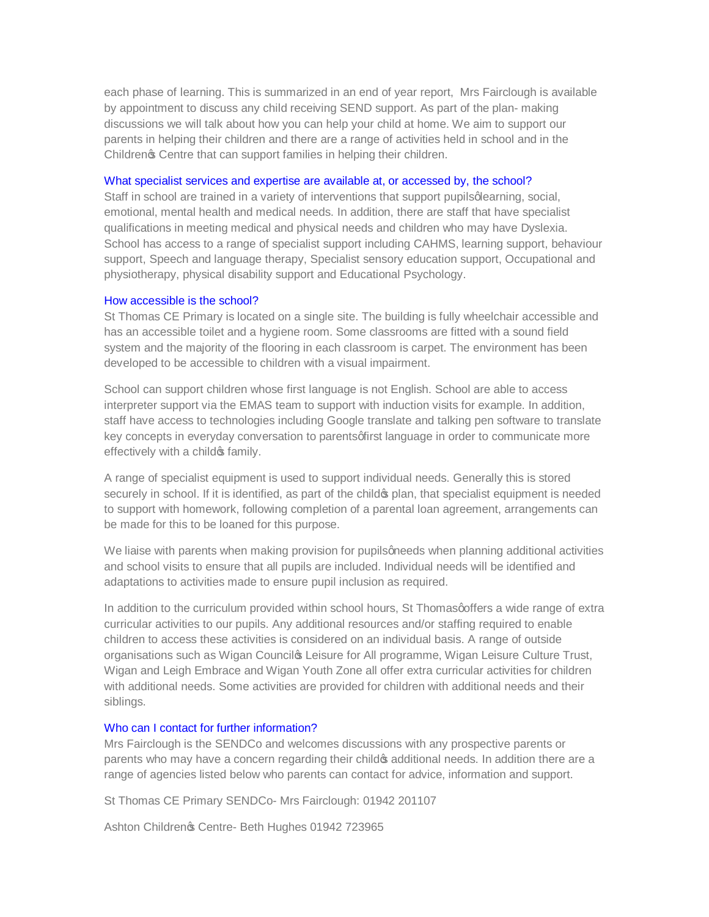each phase of learning. This is summarized in an end of year report,  Mrs Fairclough is available by appointment to discuss any child receiving SEND support. As part of the plan- making discussions we will talk about how you can help your child at home. We aim to support our parents in helping their children and there are a range of activities held in school and in the Children's Centre that can support families in helping their children.

## What specialist services and expertise are available at, or accessed by, the school?

Staff in school are trained in a variety of interventions that support pupils' learning, social, emotional, mental health and medical needs. In addition, there are staff that have specialist qualifications in meeting medical and physical needs and children who may have Dyslexia. School has access to a range of specialist support including CAHMS, learning support, behaviour support, Speech and language therapy, Specialist sensory education support, Occupational and physiotherapy, physical disability support and Educational Psychology.

## How accessible is the school?

St Thomas CE Primary is located on a single site. The building is fully wheelchair accessible and has an accessible toilet and a hygiene room. Some classrooms are fitted with a sound field system and the majority of the flooring in each classroom is carpet. The environment has been developed to be accessible to children with a visual impairment.

School can support children whose first language is not English. School are able to access interpreter support via the EMAS team to support with induction visits for example. In addition, staff have access to technologies including Google translate and talking pen software to translate key concepts in everyday conversation to parents' first language in order to communicate more effectively with a child's family.

A range of specialist equipment is used to support individual needs. Generally this is stored securely in school. If it is identified, as part of the child's plan, that specialist equipment is needed to support with homework, following completion of a parental loan agreement, arrangements can be made for this to be loaned for this purpose.

We liaise with parents when making provision for pupils' needs when planning additional activities and school visits to ensure that all pupils are included. Individual needs will be identified and adaptations to activities made to ensure pupil inclusion as required.

In addition to the curriculum provided within school hours, St Thomas' offers a wide range of extra curricular activities to our pupils. Any additional resources and/or staffing required to enable children to access these activities is considered on an individual basis. A range of outside organisations such as Wigan Council's Leisure for All programme, Wigan Leisure Culture Trust, Wigan and Leigh Embrace and Wigan Youth Zone all offer extra curricular activities for children with additional needs. Some activities are provided for children with additional needs and their siblings.

## Who can I contact for further information?

Mrs Fairclough is the SENDCo and welcomes discussions with any prospective parents or parents who may have a concern regarding their child's additional needs. In addition there are a range of agencies listed below who parents can contact for advice, information and support.

St Thomas CE Primary SENDCo- Mrs Fairclough: 01942 201107

Ashton Children's Centre- Beth Hughes 01942 723965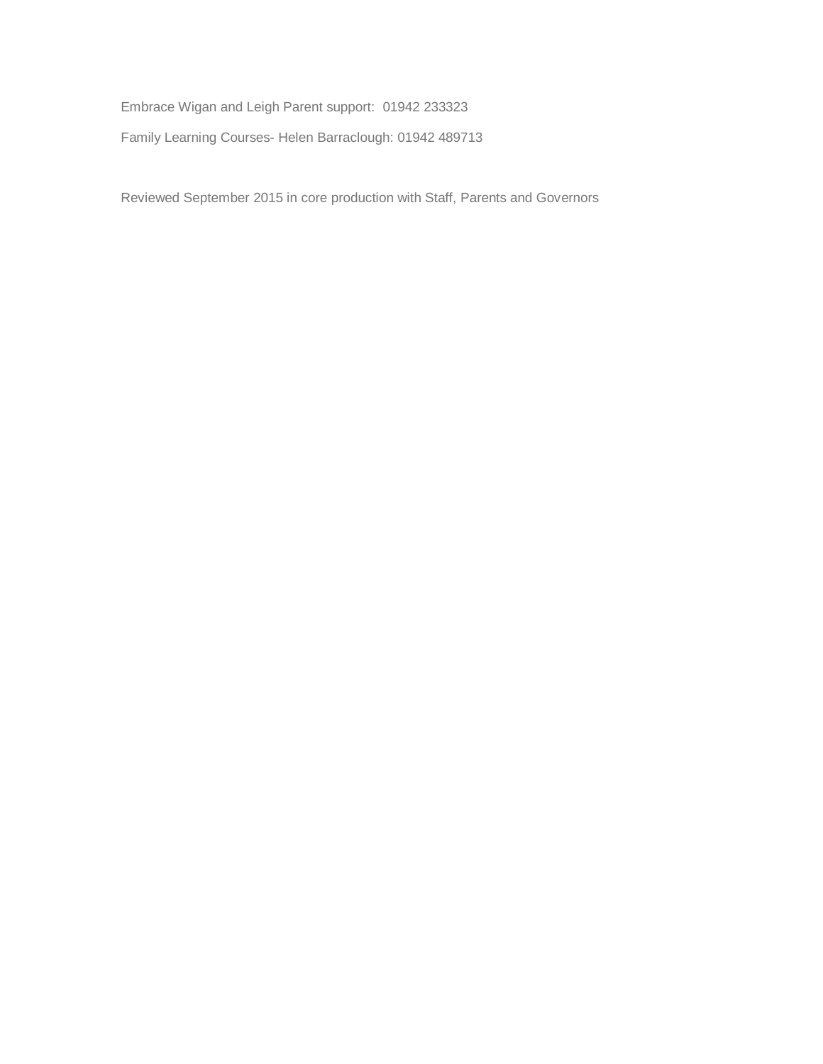Embrace Wigan and Leigh Parent support: 01942 233323

Family Learning Courses- Helen Barraclough: 01942 489713

Reviewed September 2015 in core production with Staff, Parents and Governors